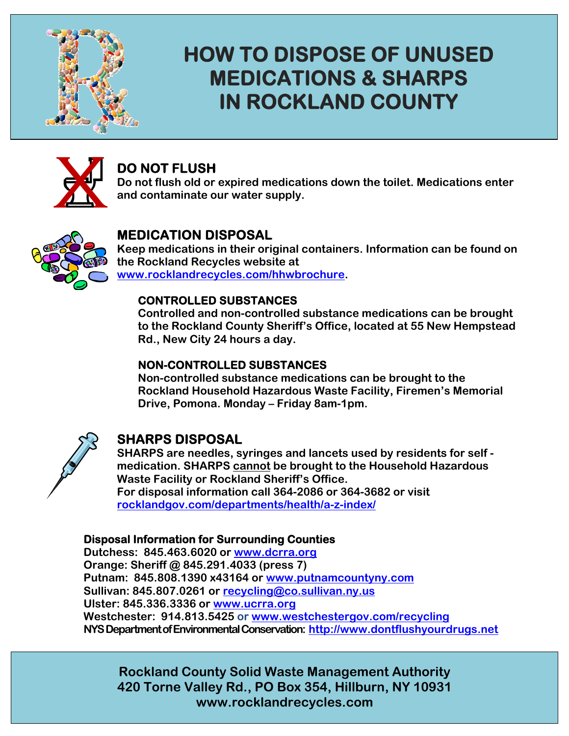# HOW TO DISPOSE OF UNUSED MEDICATIONS & SHARPS IN ROCKLAND COUNTY

## DO NOT FLUSH

**Do not flush old or expired medications down the toilet. Medications enter and contaminate our water supply.**

## MEDICATION DISPOSAL

**Keep medications in their original containers. Information can be found on the Rockland Recycles website at [www.rocklandrecycles.com/hhwbrochure](www.rocklandrecycles.com/hhwbrochure).**

### CONTROLLED SUBSTANCES

**Controlled and non-controlled substance medications can be brought to the Rockland County Sheriff's Office, located at 55 New Hempstead Rd., New City 24 hours a day.**

### NON-CONTROLLED SUBSTANCES

**Non-controlled substance medications can be brought to the Rockland Household Hazardous Waste Facility, Firemen's Memorial Drive, Pomona. Monday – Friday 8am-1pm.**

## SHARPS DISPOSAL

**SHARPS are needles, syringes and lancets used by residents for self - medication. SHARPS <u>cannot</u> be brought to the Household Hazardous Waste Facility or Rockland Sheriff's Office.**
**For disposal information call 364-2086 or 364-3682 or visit [rocklandgov.com/departments/health/a-z-index/](rocklandgov.com/departments/health/a-z-index/)**

### Disposal Information for Surrounding Counties

**Dutchess: 845.463.6020 or [www.dcrra.org](www.dcrra.org)**
**Orange: Sheriff @ 845.291.4033 (press 7)**
**Putnam: 845.808.1390 x43164 or [www.putnamcountyny.com](www.putnamcountyny.com)**
**Sullivan: 845.807.0261 or [recycling@co.sullivan.ny.us](mailto:recycling@co.sullivan.ny.us)**
**Ulster: 845.336.3336 or [www.ucrra.org](www.ucrra.org)**
**Westchester: 914.813.5425 or [www.westchestergov.com/recycling](www.westchestergov.com/recycling)**
**NYS Department of Environmental Conservation: [http://www.dontflushyourdrugs.net](http://www.dontflushyourdrugs.net)**

**Rockland County Solid Waste Management Authority**
**420 Torne Valley Rd., PO Box 354, Hillburn, NY 10931**
**www.rocklandrecycles.com**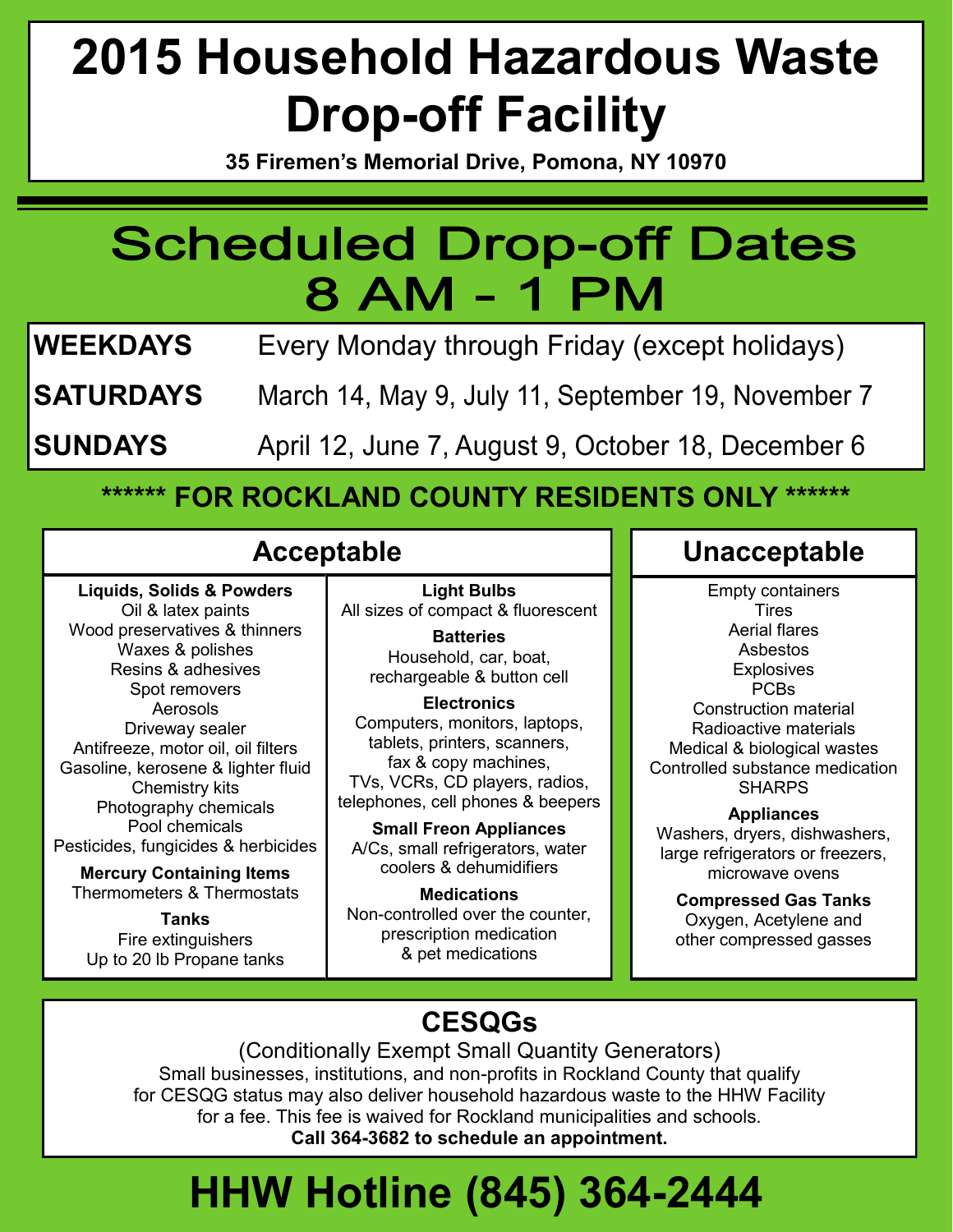# 2015 Household Hazardous Waste Drop-off Facility

**35 Firemen's Memorial Drive, Pomona, NY 10970**

## Scheduled Drop-off Dates 8 AM - 1 PM

| | |
|---|---|
| **WEEKDAYS** | Every Monday through Friday (except holidays) |
| **SATURDAYS** | March 14, May 9, July 11, September 19, November 7 |
| **SUNDAYS** | April 12, June 7, August 9, October 18, December 6 |

**\*\*\*\*\*\* FOR ROCKLAND COUNTY RESIDENTS ONLY \*\*\*\*\*\***

## Acceptable

**Liquids, Solids & Powders**
- Oil & latex paints
- Wood preservatives & thinners
- Waxes & polishes
- Resins & adhesives
- Spot removers
- Aerosols
- Driveway sealer
- Antifreeze, motor oil, oil filters
- Gasoline, kerosene & lighter fluid
- Chemistry kits
- Photography chemicals
- Pool chemicals
- Pesticides, fungicides & herbicides

**Mercury Containing Items**
- Thermometers & Thermostats

**Tanks**
- Fire extinguishers
- Up to 20 lb Propane tanks

**Light Bulbs**
- All sizes of compact & fluorescent

**Batteries**
- Household, car, boat, rechargeable & button cell

**Electronics**
- Computers, monitors, laptops, tablets, printers, scanners, fax & copy machines, TVs, VCRs, CD players, radios, telephones, cell phones & beepers

**Small Freon Appliances**
- A/Cs, small refrigerators, water coolers & dehumidifiers

**Medications**
- Non-controlled over the counter, prescription medication & pet medications

## Unacceptable

- Empty containers
- Tires
- Aerial flares
- Asbestos
- Explosives
- PCBs
- Construction material
- Radioactive materials
- Medical & biological wastes
- Controlled substance medication
- SHARPS

**Appliances**
- Washers, dryers, dishwashers, large refrigerators or freezers, microwave ovens

**Compressed Gas Tanks**
- Oxygen, Acetylene and other compressed gasses

## CESQGs

(Conditionally Exempt Small Quantity Generators)

Small businesses, institutions, and non-profits in Rockland County that qualify for CESQG status may also deliver household hazardous waste to the HHW Facility for a fee. This fee is waived for Rockland municipalities and schools.

**Call 364-3682 to schedule an appointment.**

# HHW Hotline (845) 364-2444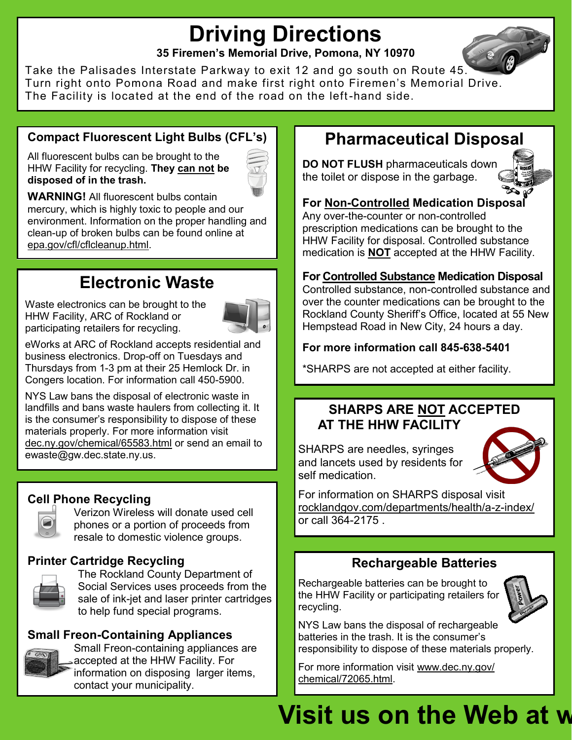# Driving Directions

**35 Firemen's Memorial Drive, Pomona, NY 10970**

Take the Palisades Interstate Parkway to exit 12 and go south on Route 45. Turn right onto Pomona Road and make first right onto Firemen's Memorial Drive. The Facility is located at the end of the road on the left-hand side.

### Compact Fluorescent Light Bulbs (CFL's)

All fluorescent bulbs can be brought to the HHW Facility for recycling. **They can not be disposed of in the trash.**

**WARNING!** All fluorescent bulbs contain mercury, which is highly toxic to people and our environment. Information on the proper handling and clean-up of broken bulbs can be found online at epa.gov/cfl/cflcleanup.html.

## Electronic Waste

Waste electronics can be brought to the HHW Facility, ARC of Rockland or participating retailers for recycling.

eWorks at ARC of Rockland accepts residential and business electronics. Drop-off on Tuesdays and Thursdays from 1-3 pm at their 25 Hemlock Dr. in Congers location. For information call 450-5900.

NYS Law bans the disposal of electronic waste in landfills and bans waste haulers from collecting it. It is the consumer's responsibility to dispose of these materials properly. For more information visit dec.ny.gov/chemical/65583.html or send an email to ewaste@gw.dec.state.ny.us.

### Cell Phone Recycling

Verizon Wireless will donate used cell phones or a portion of proceeds from resale to domestic violence groups.

### Printer Cartridge Recycling

The Rockland County Department of Social Services uses proceeds from the sale of ink-jet and laser printer cartridges to help fund special programs.

### Small Freon-Containing Appliances

Small Freon-containing appliances are accepted at the HHW Facility. For information on disposing larger items, contact your municipality.

## Pharmaceutical Disposal

**DO NOT FLUSH** pharmaceuticals down the toilet or dispose in the garbage.

**For Non-Controlled Medication Disposal**
Any over-the-counter or non-controlled prescription medications can be brought to the HHW Facility for disposal. Controlled substance medication is **NOT** accepted at the HHW Facility.

**For Controlled Substance Medication Disposal**
Controlled substance, non-controlled substance and over the counter medications can be brought to the Rockland County Sheriff's Office, located at 55 New Hempstead Road in New City, 24 hours a day.

**For more information call 845-638-5401**

*SHARPS are not accepted at either facility.

### SHARPS ARE NOT ACCEPTED AT THE HHW FACILITY

SHARPS are needles, syringes and lancets used by residents for self medication.

For information on SHARPS disposal visit rocklandgov.com/departments/health/a-z-index/ or call 364-2175 .

### Rechargeable Batteries

Rechargeable batteries can be brought to the HHW Facility or participating retailers for recycling.

NYS Law bans the disposal of rechargeable batteries in the trash. It is the consumer's responsibility to dispose of these materials properly.

For more information visit www.dec.ny.gov/chemical/72065.html.

# Visit us on the Web at w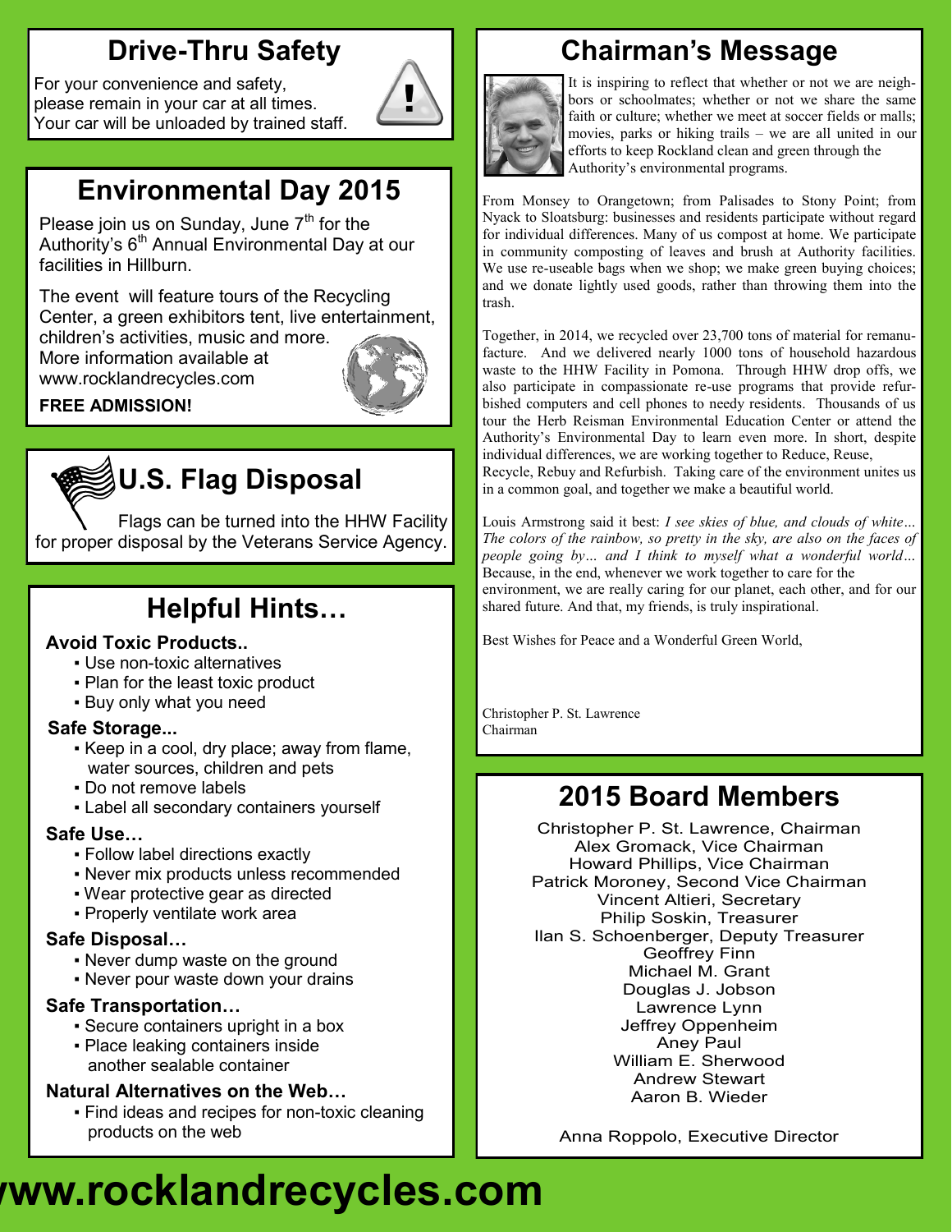## Drive-Thru Safety

For your convenience and safety, please remain in your car at all times. Your car will be unloaded by trained staff.

## Environmental Day 2015

Please join us on Sunday, June 7th for the Authority's 6th Annual Environmental Day at our facilities in Hillburn.

The event will feature tours of the Recycling Center, a green exhibitors tent, live entertainment, children's activities, music and more. More information available at www.rocklandrecycles.com

**FREE ADMISSION!**

## U.S. Flag Disposal

Flags can be turned into the HHW Facility for proper disposal by the Veterans Service Agency.

## Helpful Hints…

### Avoid Toxic Products..

- Use non-toxic alternatives
- Plan for the least toxic product
- Buy only what you need

### Safe Storage...

- Keep in a cool, dry place; away from flame, water sources, children and pets
- Do not remove labels
- Label all secondary containers yourself

### Safe Use…

- Follow label directions exactly
- Never mix products unless recommended
- Wear protective gear as directed
- Properly ventilate work area

### Safe Disposal…

- Never dump waste on the ground
- Never pour waste down your drains

### Safe Transportation…

- Secure containers upright in a box
- Place leaking containers inside another sealable container

### Natural Alternatives on the Web…

- Find ideas and recipes for non-toxic cleaning products on the web

## Chairman's Message

It is inspiring to reflect that whether or not we are neighbors or schoolmates; whether or not we share the same faith or culture; whether we meet at soccer fields or malls; movies, parks or hiking trails – we are all united in our efforts to keep Rockland clean and green through the Authority's environmental programs.

From Monsey to Orangetown; from Palisades to Stony Point; from Nyack to Sloatsburg: businesses and residents participate without regard for individual differences. Many of us compost at home. We participate in community composting of leaves and brush at Authority facilities. We use re-useable bags when we shop; we make green buying choices; and we donate lightly used goods, rather than throwing them into the trash.

Together, in 2014, we recycled over 23,700 tons of material for remanufacture. And we delivered nearly 1000 tons of household hazardous waste to the HHW Facility in Pomona. Through HHW drop offs, we also participate in compassionate re-use programs that provide refurbished computers and cell phones to needy residents. Thousands of us tour the Herb Reisman Environmental Education Center or attend the Authority's Environmental Day to learn even more. In short, despite individual differences, we are working together to Reduce, Reuse, Recycle, Rebuy and Refurbish. Taking care of the environment unites us in a common goal, and together we make a beautiful world.

Louis Armstrong said it best: *I see skies of blue, and clouds of white… The colors of the rainbow, so pretty in the sky, are also on the faces of people going by… and I think to myself what a wonderful world…* Because, in the end, whenever we work together to care for the environment, we are really caring for our planet, each other, and for our shared future. And that, my friends, is truly inspirational.

Best Wishes for Peace and a Wonderful Green World,

Christopher P. St. Lawrence
Chairman

## 2015 Board Members

Christopher P. St. Lawrence, Chairman
Alex Gromack, Vice Chairman
Howard Phillips, Vice Chairman
Patrick Moroney, Second Vice Chairman
Vincent Altieri, Secretary
Philip Soskin, Treasurer
Ilan S. Schoenberger, Deputy Treasurer
Geoffrey Finn
Michael M. Grant
Douglas J. Jobson
Lawrence Lynn
Jeffrey Oppenheim
Aney Paul
William E. Sherwood
Andrew Stewart
Aaron B. Wieder

Anna Roppolo, Executive Director

**www.rocklandrecycles.com**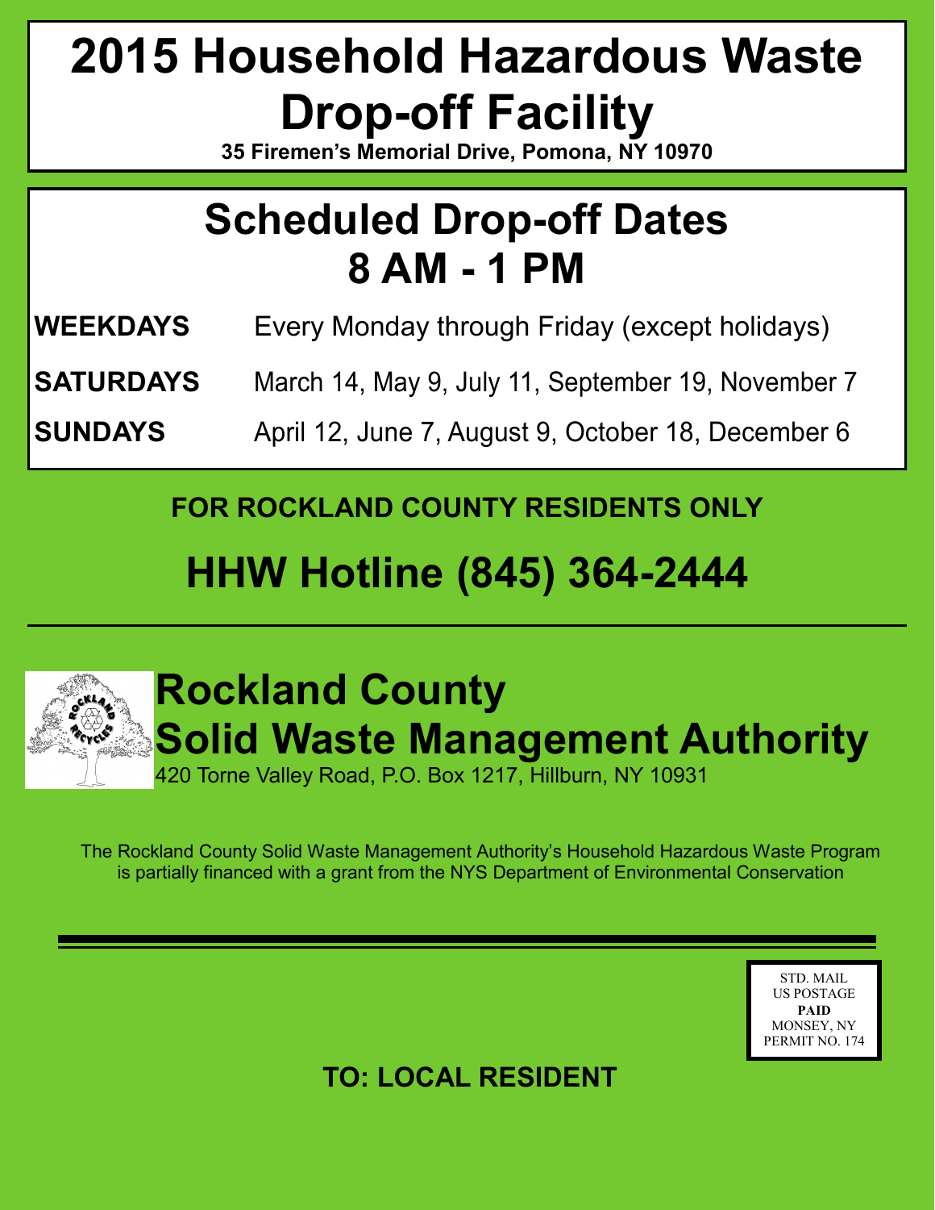# 2015 Household Hazardous Waste Drop-off Facility

**35 Firemen's Memorial Drive, Pomona, NY 10970**

## Scheduled Drop-off Dates 8 AM - 1 PM

| | |
|---|---|
| **WEEKDAYS** | Every Monday through Friday (except holidays) |
| **SATURDAYS** | March 14, May 9, July 11, September 19, November 7 |
| **SUNDAYS** | April 12, June 7, August 9, October 18, December 6 |

**FOR ROCKLAND COUNTY RESIDENTS ONLY**

## HHW Hotline (845) 364-2444

---

ROCKLAND RECYCLES

## Rockland County Solid Waste Management Authority

420 Torne Valley Road, P.O. Box 1217, Hillburn, NY 10931

The Rockland County Solid Waste Management Authority's Household Hazardous Waste Program is partially financed with a grant from the NYS Department of Environmental Conservation

---

STD. MAIL
US POSTAGE
**PAID**
MONSEY, NY
PERMIT NO. 174

**TO: LOCAL RESIDENT**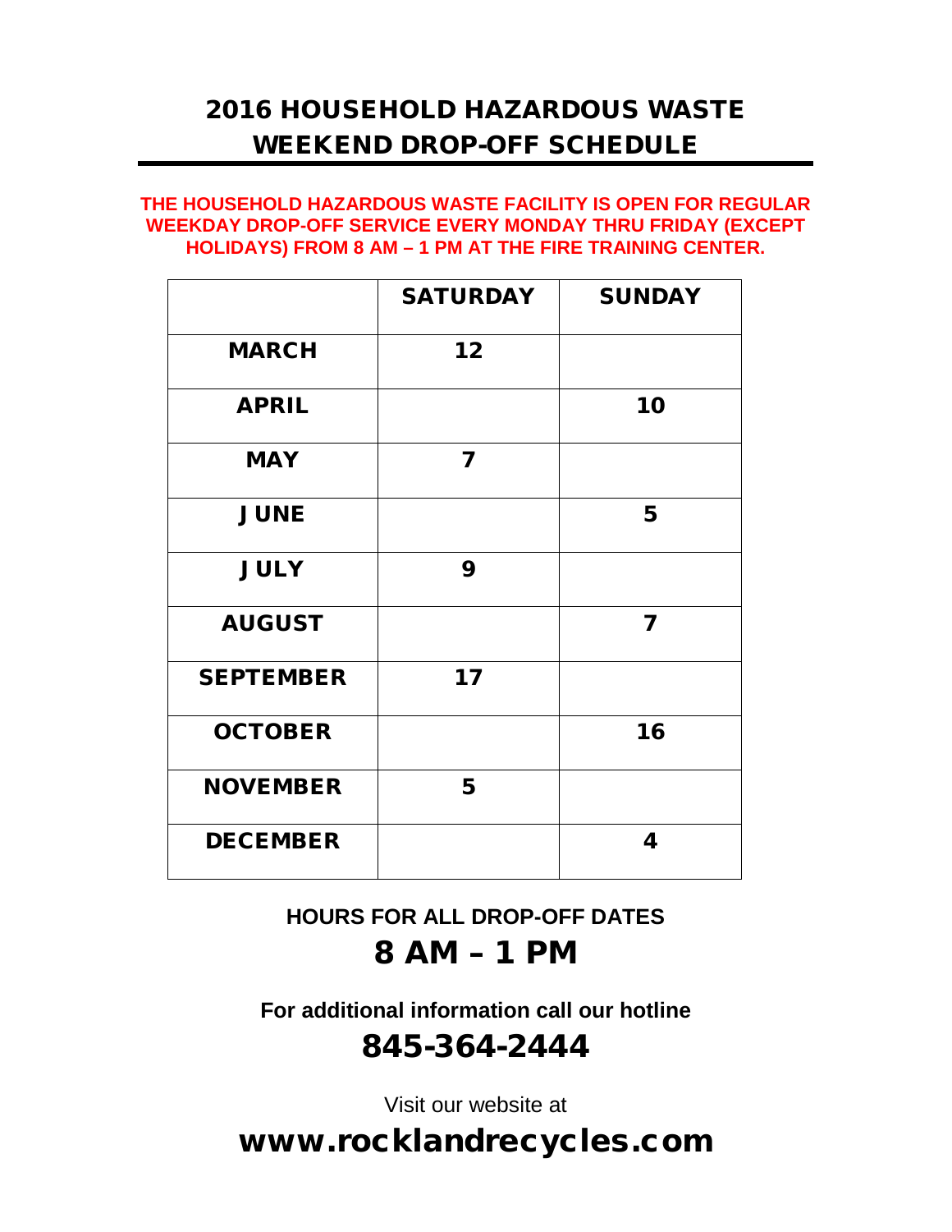# 2016 HOUSEHOLD HAZARDOUS WASTE WEEKEND DROP-OFF SCHEDULE

**THE HOUSEHOLD HAZARDOUS WASTE FACILITY IS OPEN FOR REGULAR WEEKDAY DROP-OFF SERVICE EVERY MONDAY THRU FRIDAY (EXCEPT HOLIDAYS) FROM 8 AM – 1 PM AT THE FIRE TRAINING CENTER.**

| | SATURDAY | SUNDAY |
|---|---|---|
| MARCH | 12 | |
| APRIL | | 10 |
| MAY | 7 | |
| JUNE | | 5 |
| JULY | 9 | |
| AUGUST | | 7 |
| SEPTEMBER | 17 | |
| OCTOBER | | 16 |
| NOVEMBER | 5 | |
| DECEMBER | | 4 |

**HOURS FOR ALL DROP-OFF DATES**

## 8 AM – 1 PM

**For additional information call our hotline**

## 845-364-2444

Visit our website at

## www.rocklandrecycles.com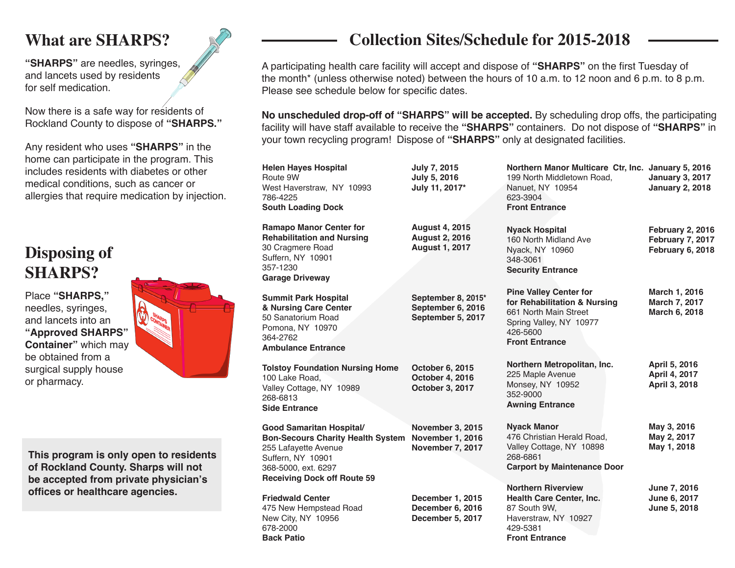## What are SHARPS?

**"SHARPS"** are needles, syringes, and lancets used by residents for self medication.

Now there is a safe way for residents of Rockland County to dispose of **"SHARPS."**

Any resident who uses **"SHARPS"** in the home can participate in the program. This includes residents with diabetes or other medical conditions, such as cancer or allergies that require medication by injection.

## Disposing of SHARPS?

Place **"SHARPS,"** needles, syringes, and lancets into an **"Approved SHARPS" Container"** which may be obtained from a surgical supply house or pharmacy.

**This program is only open to residents of Rockland County. Sharps will not be accepted from private physician's offices or healthcare agencies.**

## Collection Sites/Schedule for 2015-2018

A participating health care facility will accept and dispose of **"SHARPS"** on the first Tuesday of the month* (unless otherwise noted) between the hours of 10 a.m. to 12 noon and 6 p.m. to 8 p.m. Please see schedule below for specific dates.

**No unscheduled drop-off of "SHARPS" will be accepted.** By scheduling drop offs, the participating facility will have staff available to receive the **"SHARPS"** containers. Do not dispose of **"SHARPS"** in your town recycling program! Dispose of **"SHARPS"** only at designated facilities.

**Helen Hayes Hospital**
Route 9W
West Haverstraw, NY 10993
786-4225
**South Loading Dock**
**July 7, 2015 / July 5, 2016 / July 11, 2017***

**Ramapo Manor Center for Rehabilitation and Nursing**
30 Cragmere Road
Suffern, NY 10901
357-1230
**Garage Driveway**
**August 4, 2015 / August 2, 2016 / August 1, 2017**

**Summit Park Hospital & Nursing Care Center**
50 Sanatorium Road
Pomona, NY 10970
364-2762
**Ambulance Entrance**
**September 8, 2015* / September 6, 2016 / September 5, 2017**

**Tolstoy Foundation Nursing Home**
100 Lake Road,
Valley Cottage, NY 10989
268-6813
**Side Entrance**
**October 6, 2015 / October 4, 2016 / October 3, 2017**

**Good Samaritan Hospital/ Bon-Secours Charity Health System**
255 Lafayette Avenue
Suffern, NY 10901
368-5000, ext. 6297
**Receiving Dock off Route 59**
**November 3, 2015 / November 1, 2016 / November 7, 2017**

**Friedwald Center**
475 New Hempstead Road
New City, NY 10956
678-2000
**Back Patio**
**December 1, 2015 / December 6, 2016 / December 5, 2017**

**Northern Manor Multicare Ctr, Inc.**
199 North Middletown Road,
Nanuet, NY 10954
623-3904
**Front Entrance**
**January 5, 2016 / January 3, 2017 / January 2, 2018**

**Nyack Hospital**
160 North Midland Ave
Nyack, NY 10960
348-3061
**Security Entrance**
**February 2, 2016 / February 7, 2017 / February 6, 2018**

**Pine Valley Center for for Rehabilitation & Nursing**
661 North Main Street
Spring Valley, NY 10977
426-5600
**Front Entrance**
**March 1, 2016 / March 7, 2017 / March 6, 2018**

**Northern Metropolitan, Inc.**
225 Maple Avenue
Monsey, NY 10952
352-9000
**Awning Entrance**
**April 5, 2016 / April 4, 2017 / April 3, 2018**

**Nyack Manor**
476 Christian Herald Road,
Valley Cottage, NY 10898
268-6861
**Carport by Maintenance Door**
**May 3, 2016 / May 2, 2017 / May 1, 2018**

**Northern Riverview Health Care Center, Inc.**
87 South 9W,
Haverstraw, NY 10927
429-5381
**Front Entrance**
**June 7, 2016 / June 6, 2017 / June 5, 2018**